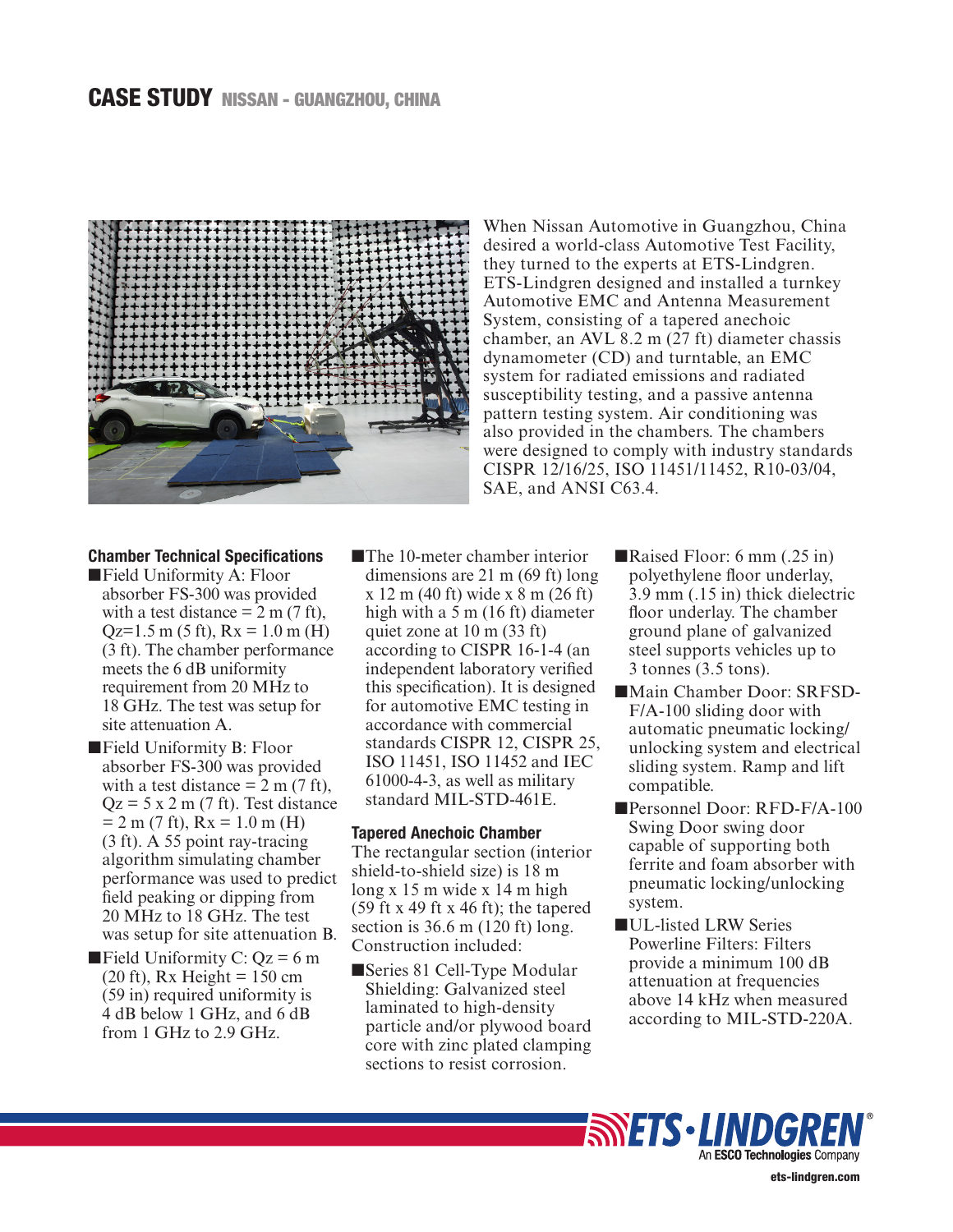# CASE STUDY NISSAN - GUANGZHOU, CHINA

When Nissan Automotive in Guangzhou, China desired a world-class Automotive Test Facility, they turned to the experts at ETS-Lindgren. ETS-Lindgren designed and installed a turnkey Automotive EMC and Antenna Measurement System, consisting of a tapered anechoic chamber, an AVL 8.2 m (27 ft) diameter chassis dynamometer (CD) and turntable, an EMC system for radiated emissions and radiated susceptibility testing, and a passive antenna pattern testing system. Air conditioning was also provided in the chambers. The chambers were designed to comply with industry standards CISPR 12/16/25, ISO 11451/11452, R10-03/04, SAE, and ANSI C63.4.

### Chamber Technical Specifications

- Field Uniformity A: Floor absorber FS-300 was provided with a test distance = 2 m (7 ft), Qz=1.5 m (5 ft), Rx = 1.0 m (H) (3 ft). The chamber performance meets the 6 dB uniformity requirement from 20 MHz to 18 GHz. The test was setup for site attenuation A.
- Field Uniformity B: Floor absorber FS-300 was provided with a test distance = 2 m (7 ft), Qz = 5 x 2 m (7 ft). Test distance = 2 m (7 ft), Rx = 1.0 m (H) (3 ft). A 55 point ray-tracing algorithm simulating chamber performance was used to predict field peaking or dipping from 20 MHz to 18 GHz. The test was setup for site attenuation B.
- Field Uniformity C: Qz = 6 m (20 ft), Rx Height = 150 cm (59 in) required uniformity is 4 dB below 1 GHz, and 6 dB from 1 GHz to 2.9 GHz.
- The 10-meter chamber interior dimensions are 21 m (69 ft) long x 12 m (40 ft) wide x 8 m (26 ft) high with a 5 m (16 ft) diameter quiet zone at 10 m (33 ft) according to CISPR 16-1-4 (an independent laboratory verified this specification). It is designed for automotive EMC testing in accordance with commercial standards CISPR 12, CISPR 25, ISO 11451, ISO 11452 and IEC 61000-4-3, as well as military standard MIL-STD-461E.

### Tapered Anechoic Chamber

The rectangular section (interior shield-to-shield size) is 18 m long x 15 m wide x 14 m high (59 ft x 49 ft x 46 ft); the tapered section is 36.6 m (120 ft) long. Construction included:

- Series 81 Cell-Type Modular Shielding: Galvanized steel laminated to high-density particle and/or plywood board core with zinc plated clamping sections to resist corrosion.
- Raised Floor: 6 mm (.25 in) polyethylene floor underlay, 3.9 mm (.15 in) thick dielectric floor underlay. The chamber ground plane of galvanized steel supports vehicles up to 3 tonnes (3.5 tons).
- Main Chamber Door: SRFSD-F/A-100 sliding door with automatic pneumatic locking/unlocking system and electrical sliding system. Ramp and lift compatible.
- Personnel Door: RFD-F/A-100 Swing Door swing door capable of supporting both ferrite and foam absorber with pneumatic locking/unlocking system.
- UL-listed LRW Series Powerline Filters: Filters provide a minimum 100 dB attenuation at frequencies above 14 kHz when measured according to MIL-STD-220A.

ETS·LINDGREN
An ESCO Technologies Company
ets-lindgren.com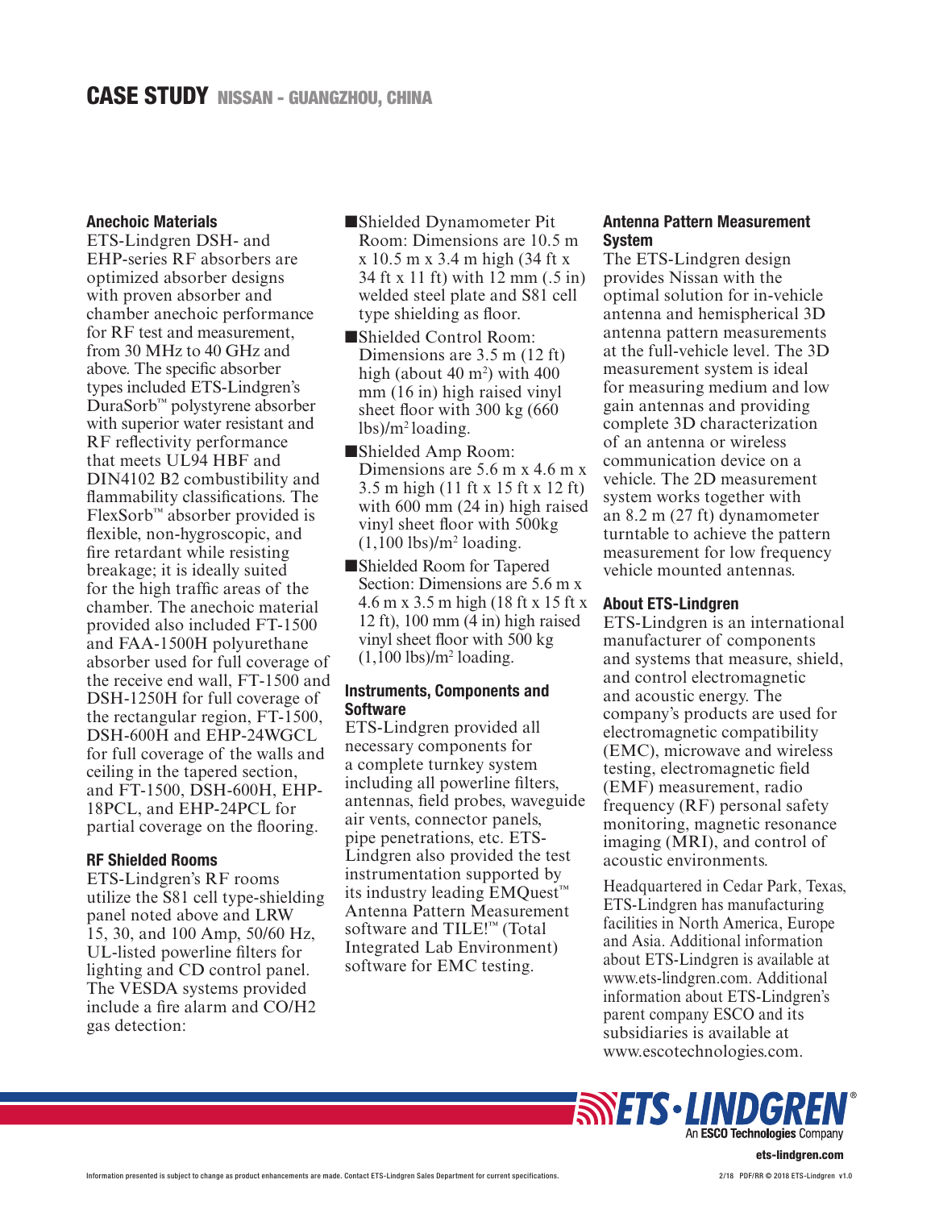# CASE STUDY NISSAN - GUANGZHOU, CHINA

### Anechoic Materials

ETS-Lindgren DSH- and EHP-series RF absorbers are optimized absorber designs with proven absorber and chamber anechoic performance for RF test and measurement, from 30 MHz to 40 GHz and above. The specific absorber types included ETS-Lindgren's DuraSorb™ polystyrene absorber with superior water resistant and RF reflectivity performance that meets UL94 HBF and DIN4102 B2 combustibility and flammability classifications. The FlexSorb™ absorber provided is flexible, non-hygroscopic, and fire retardant while resisting breakage; it is ideally suited for the high traffic areas of the chamber. The anechoic material provided also included FT-1500 and FAA-1500H polyurethane absorber used for full coverage of the receive end wall, FT-1500 and DSH-1250H for full coverage of the rectangular region, FT-1500, DSH-600H and EHP-24WGCL for full coverage of the walls and ceiling in the tapered section, and FT-1500, DSH-600H, EHP-18PCL, and EHP-24PCL for partial coverage on the flooring.

### RF Shielded Rooms

ETS-Lindgren's RF rooms utilize the S81 cell type-shielding panel noted above and LRW 15, 30, and 100 Amp, 50/60 Hz, UL-listed powerline filters for lighting and CD control panel. The VESDA systems provided include a fire alarm and CO/H2 gas detection:

- Shielded Dynamometer Pit Room: Dimensions are 10.5 m x 10.5 m x 3.4 m high (34 ft x 34 ft x 11 ft) with 12 mm (.5 in) welded steel plate and S81 cell type shielding as floor.
- Shielded Control Room: Dimensions are 3.5 m (12 ft) high (about 40 m$^2$) with 400 mm (16 in) high raised vinyl sheet floor with 300 kg (660 lbs)/m$^2$ loading.
- Shielded Amp Room: Dimensions are 5.6 m x 4.6 m x 3.5 m high (11 ft x 15 ft x 12 ft) with 600 mm (24 in) high raised vinyl sheet floor with 500kg (1,100 lbs)/m$^2$ loading.
- Shielded Room for Tapered Section: Dimensions are 5.6 m x 4.6 m x 3.5 m high (18 ft x 15 ft x 12 ft), 100 mm (4 in) high raised vinyl sheet floor with 500 kg (1,100 lbs)/m$^2$ loading.

### Instruments, Components and Software

ETS-Lindgren provided all necessary components for a complete turnkey system including all powerline filters, antennas, field probes, waveguide air vents, connector panels, pipe penetrations, etc. ETS-Lindgren also provided the test instrumentation supported by its industry leading EMQuest™ Antenna Pattern Measurement software and TILE!™ (Total Integrated Lab Environment) software for EMC testing.

### Antenna Pattern Measurement System

The ETS-Lindgren design provides Nissan with the optimal solution for in-vehicle antenna and hemispherical 3D antenna pattern measurements at the full-vehicle level. The 3D measurement system is ideal for measuring medium and low gain antennas and providing complete 3D characterization of an antenna or wireless communication device on a vehicle. The 2D measurement system works together with an 8.2 m (27 ft) dynamometer turntable to achieve the pattern measurement for low frequency vehicle mounted antennas.

### About ETS-Lindgren

ETS-Lindgren is an international manufacturer of components and systems that measure, shield, and control electromagnetic and acoustic energy. The company's products are used for electromagnetic compatibility (EMC), microwave and wireless testing, electromagnetic field (EMF) measurement, radio frequency (RF) personal safety monitoring, magnetic resonance imaging (MRI), and control of acoustic environments.

Headquartered in Cedar Park, Texas, ETS-Lindgren has manufacturing facilities in North America, Europe and Asia. Additional information about ETS-Lindgren is available at www.ets-lindgren.com. Additional information about ETS-Lindgren's parent company ESCO and its subsidiaries is available at www.escotechnologies.com.

ETS·LINDGREN®
An ESCO Technologies Company
ets-lindgren.com

Information presented is subject to change as product enhancements are made. Contact ETS-Lindgren Sales Department for current specifications.

2/18 PDF/RR © 2018 ETS-Lindgren v1.0